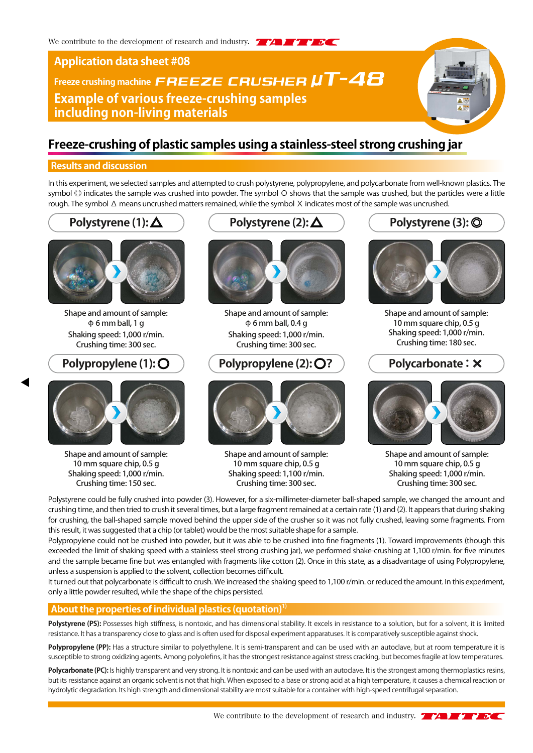Application data sheet #08

Freeze crushing machine FREEZE CRUSHER μT-48

# Example of various freeze-crushing samples including non-living materials

## Freeze-crushing of plastic samples using a stainless-steel strong crushing jar

### Results and discussion

In this experiment, we selected samples and attempted to crush polystyrene, polypropylene, and polycarbonate from well-known plastics. The symbol ◎ indicates the sample was crushed into powder. The symbol O shows that the sample was crushed, but the particles were a little rough. The symbol Δ means uncrushed matters remained, while the symbol X indicates most of the sample was uncrushed.

**Polystyrene (1): △**

Shape and amount of sample:
φ 6 mm ball, 1 g
Shaking speed: 1,000 r/min.
Crushing time: 300 sec.

**Polystyrene (2): △**

Shape and amount of sample:
φ 6 mm ball, 0.4 g
Shaking speed: 1,000 r/min.
Crushing time: 300 sec.

**Polystyrene (3): ◎**

Shape and amount of sample:
10 mm square chip, 0.5 g
Shaking speed: 1,000 r/min.
Crushing time: 180 sec.

**Polypropylene (1): O**

Shape and amount of sample:
10 mm square chip, 0.5 g
Shaking speed: 1,000 r/min.
Crushing time: 150 sec.

**Polypropylene (2): O?**

Shape and amount of sample:
10 mm square chip, 0.5 g
Shaking speed: 1,100 r/min.
Crushing time: 300 sec.

**Polycarbonate : ✕**

Shape and amount of sample:
10 mm square chip, 0.5 g
Shaking speed: 1,000 r/min.
Crushing time: 300 sec.

Polystyrene could be fully crushed into powder (3). However, for a six-millimeter-diameter ball-shaped sample, we changed the amount and crushing time, and then tried to crush it several times, but a large fragment remained at a certain rate (1) and (2). It appears that during shaking for crushing, the ball-shaped sample moved behind the upper side of the crusher so it was not fully crushed, leaving some fragments. From this result, it was suggested that a chip (or tablet) would be the most suitable shape for a sample.

Polypropylene could not be crushed into powder, but it was able to be crushed into fine fragments (1). Toward improvements (though this exceeded the limit of shaking speed with a stainless steel strong crushing jar), we performed shake-crushing at 1,100 r/min. for five minutes and the sample became fine but was entangled with fragments like cotton (2). Once in this state, as a disadvantage of using Polypropylene, unless a suspension is applied to the solvent, collection becomes difficult.

It turned out that polycarbonate is difficult to crush. We increased the shaking speed to 1,100 r/min. or reduced the amount. In this experiment, only a little powder resulted, while the shape of the chips persisted.

### About the properties of individual plastics (quotation)[1]

**Polystyrene (PS):** Possesses high stiffness, is nontoxic, and has dimensional stability. It excels in resistance to a solution, but for a solvent, it is limited resistance. It has a transparency close to glass and is often used for disposal experiment apparatuses. It is comparatively susceptible against shock.

**Polypropylene (PP):** Has a structure similar to polyethylene. It is semi-transparent and can be used with an autoclave, but at room temperature it is susceptible to strong oxidizing agents. Among polyolefins, it has the strongest resistance against stress cracking, but becomes fragile at low temperatures.

**Polycarbonate (PC):** Is highly transparent and very strong. It is nontoxic and can be used with an autoclave. It is the strongest among thermoplastics resins, but its resistance against an organic solvent is not that high. When exposed to a base or strong acid at a high temperature, it causes a chemical reaction or hydrolytic degradation. Its high strength and dimensional stability are most suitable for a container with high-speed centrifugal separation.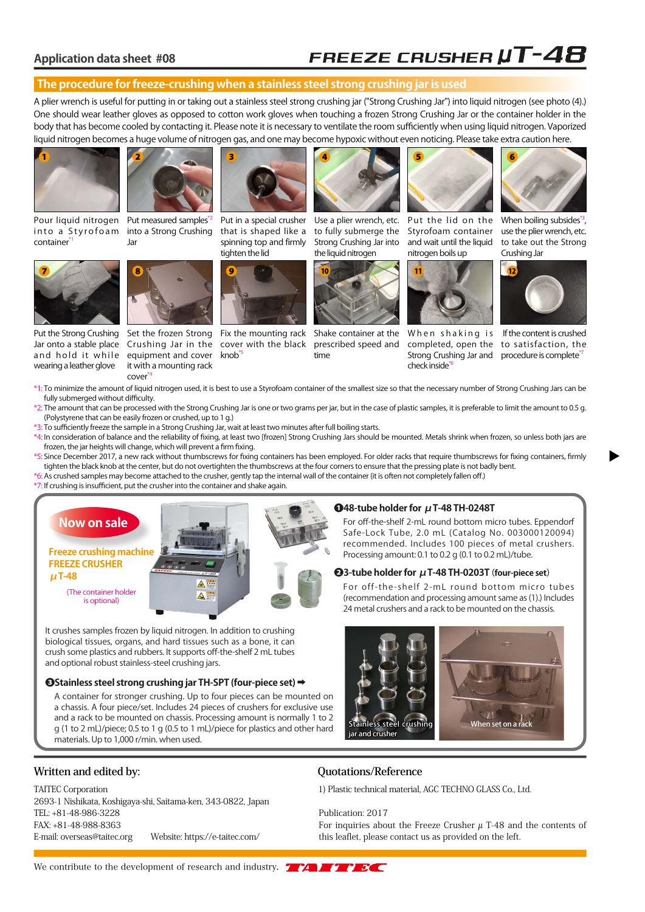Application data sheet #08

# FREEZE CRUSHER μT-48

## The procedure for freeze-crushing when a stainless steel strong crushing jar is used

A plier wrench is useful for putting in or taking out a stainless steel strong crushing jar ("Strong Crushing Jar") into liquid nitrogen (see photo (4).) One should wear leather gloves as opposed to cotton work gloves when touching a frozen Strong Crushing Jar or the container holder in the body that has become cooled by contacting it. Please note it is necessary to ventilate the room sufficiently when using liquid nitrogen. Vaporized liquid nitrogen becomes a huge volume of nitrogen gas, and one may become hypoxic without even noticing. Please take extra caution here.

1. Pour liquid nitrogen into a Styrofoam container*1
2. Put measured samples*2 into a Strong Crushing Jar
3. Put in a special crusher that is shaped like a spinning top and firmly tighten the lid
4. Use a plier wrench, etc. to fully submerge the Strong Crushing Jar into the liquid nitrogen
5. Put the lid on the Styrofoam container and wait until the liquid nitrogen boils up
6. When boiling subsides*3, use the plier wrench, etc. to take out the Strong Crushing Jar
7. Put the Strong Crushing Jar onto a stable place and hold it while wearing a leather glove
8. Set the frozen Strong Crushing Jar in the equipment and cover it with a mounting rack cover*4
9. Fix the mounting rack cover with the black knob*5
10. Shake container at the prescribed speed and time
11. When shaking is completed, open the Strong Crushing Jar and check inside*6
12. If the content is crushed to satisfaction, the procedure is complete*7

*1: To minimize the amount of liquid nitrogen used, it is best to use a Styrofoam container of the smallest size so that the necessary number of Strong Crushing Jars can be fully submerged without difficulty.
*2: The amount that can be processed with the Strong Crushing Jar is one or two grams per jar, but in the case of plastic samples, it is preferable to limit the amount to 0.5 g. (Polystyrene that can be easily frozen or crushed, up to 1 g.)
*3: To sufficiently freeze the sample in a Strong Crushing Jar, wait at least two minutes after full boiling starts.
*4: In consideration of balance and the reliability of fixing, at least two [frozen] Strong Crushing Jars should be mounted. Metals shrink when frozen, so unless both jars are frozen, the jar heights will change, which will prevent a firm fixing.
*5: Since December 2017, a new rack without thumbscrews for fixing containers has been employed. For older racks that require thumbscrews for fixing containers, firmly tighten the black knob at the center, but do not overtighten the thumbscrews at the four corners to ensure that the pressing plate is not badly bent.
*6: As crushed samples may become attached to the crusher, gently tap the internal wall of the container (it is often not completely fallen off.)
*7: If crushing is insufficient, put the crusher into the container and shake again.

**Now on sale**

**Freeze crushing machine FREEZE CRUSHER μT-48**

(The container holder is optional)

It crushes samples frozen by liquid nitrogen. In addition to crushing biological tissues, organs, and hard tissues such as a bone, it can crush some plastics and rubbers. It supports off-the-shelf 2 mL tubes and optional robust stainless-steel crushing jars.

**❶48-tube holder for μT-48 TH-0248T**

For off-the-shelf 2-mL round bottom micro tubes. Eppendorf Safe-Lock Tube, 2.0 mL (Catalog No. 003000120094) recommended. Includes 100 pieces of metal crushers. Processing amount: 0.1 to 0.2 g (0.1 to 0.2 mL)/tube.

**❷3-tube holder for μT-48 TH-0203T (four-piece set)**

For off-the-shelf 2-mL round bottom micro tubes (recommendation and processing amount same as (1).) Includes 24 metal crushers and a rack to be mounted on the chassis.

**❸Stainless steel strong crushing jar TH-SPT (four-piece set) ➡**

A container for stronger crushing. Up to four pieces can be mounted on a chassis. A four piece/set. Includes 24 pieces of crushers for exclusive use and a rack to be mounted on chassis. Processing amount is normally 1 to 2 g (1 to 2 mL)/piece; 0.5 to 1 g (0.5 to 1 mL)/piece for plastics and other hard materials. Up to 1,000 r/min. when used.

Stainless steel crushing jar and crusher

When set on a rack

### Written and edited by:

TAITEC Corporation
2693-1 Nishikata, Koshigaya-shi, Saitama-ken, 343-0822, Japan
TEL: +81-48-986-3228
FAX: +81-48-988-8363
E-mail: overseas@taitec.org  Website: https://e-taitec.com/

### Quotations/Reference

1) Plastic technical material, AGC TECHNO GLASS Co., Ltd.

Publication: 2017
For inquiries about the Freeze Crusher μ T-48 and the contents of this leaflet, please contact us as provided on the left.

We contribute to the development of research and industry. TAITEC